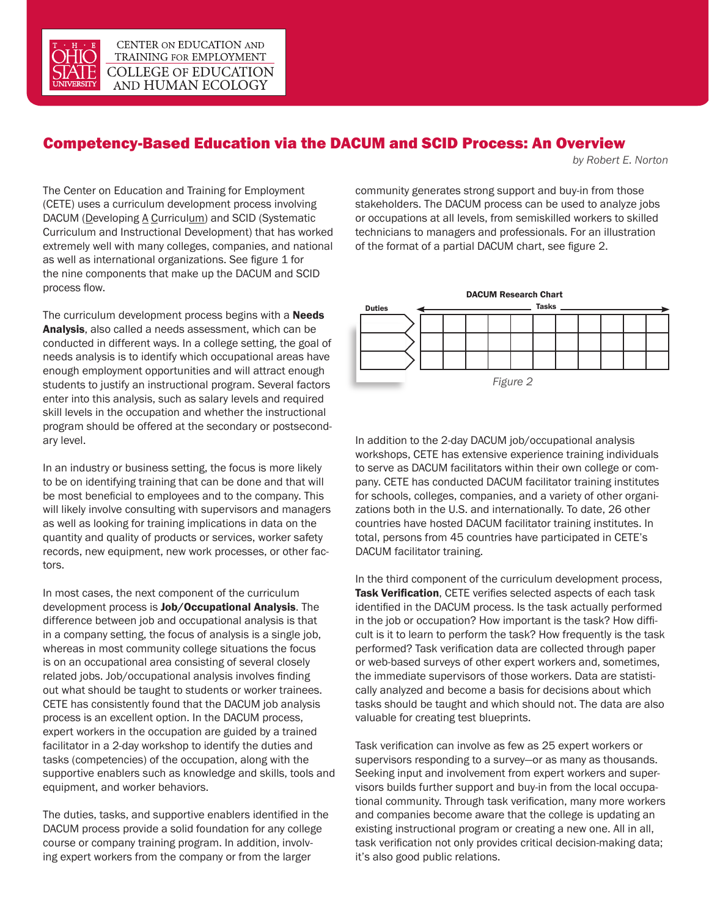CENTER ON EDUCATION AND TRAINING FOR EMPLOYMENT
COLLEGE OF EDUCATION AND HUMAN ECOLOGY

# Competency-Based Education via the DACUM and SCID Process: An Overview

*by Robert E. Norton*

The Center on Education and Training for Employment (CETE) uses a curriculum development process involving DACUM (Developing A Curriculum) and SCID (Systematic Curriculum and Instructional Development) that has worked extremely well with many colleges, companies, and national as well as international organizations. See figure 1 for the nine components that make up the DACUM and SCID process flow.

The curriculum development process begins with a **Needs Analysis**, also called a needs assessment, which can be conducted in different ways. In a college setting, the goal of needs analysis is to identify which occupational areas have enough employment opportunities and will attract enough students to justify an instructional program. Several factors enter into this analysis, such as salary levels and required skill levels in the occupation and whether the instructional program should be offered at the secondary or postsecondary level.

In an industry or business setting, the focus is more likely to be on identifying training that can be done and that will be most beneficial to employees and to the company. This will likely involve consulting with supervisors and managers as well as looking for training implications in data on the quantity and quality of products or services, worker safety records, new equipment, new work processes, or other factors.

In most cases, the next component of the curriculum development process is **Job/Occupational Analysis**. The difference between job and occupational analysis is that in a company setting, the focus of analysis is a single job, whereas in most community college situations the focus is on an occupational area consisting of several closely related jobs. Job/occupational analysis involves finding out what should be taught to students or worker trainees. CETE has consistently found that the DACUM job analysis process is an excellent option. In the DACUM process, expert workers in the occupation are guided by a trained facilitator in a 2-day workshop to identify the duties and tasks (competencies) of the occupation, along with the supportive enablers such as knowledge and skills, tools and equipment, and worker behaviors.

The duties, tasks, and supportive enablers identified in the DACUM process provide a solid foundation for any college course or company training program. In addition, involving expert workers from the company or from the larger community generates strong support and buy-in from those stakeholders. The DACUM process can be used to analyze jobs or occupations at all levels, from semiskilled workers to skilled technicians to managers and professionals. For an illustration of the format of a partial DACUM chart, see figure 2.

**DACUM Research Chart**

| Duties | Tasks → | | | | | | | | | | |
|---|---|---|---|---|---|---|---|---|---|---|---|
| | | | | | | | | | | | |
| | | | | | | | | | | | |
| | | | | | | | | | | | |

*Figure 2*

In addition to the 2-day DACUM job/occupational analysis workshops, CETE has extensive experience training individuals to serve as DACUM facilitators within their own college or company. CETE has conducted DACUM facilitator training institutes for schools, colleges, companies, and a variety of other organizations both in the U.S. and internationally. To date, 26 other countries have hosted DACUM facilitator training institutes. In total, persons from 45 countries have participated in CETE's DACUM facilitator training.

In the third component of the curriculum development process, **Task Verification**, CETE verifies selected aspects of each task identified in the DACUM process. Is the task actually performed in the job or occupation? How important is the task? How difficult is it to learn to perform the task? How frequently is the task performed? Task verification data are collected through paper or web-based surveys of other expert workers and, sometimes, the immediate supervisors of those workers. Data are statistically analyzed and become a basis for decisions about which tasks should be taught and which should not. The data are also valuable for creating test blueprints.

Task verification can involve as few as 25 expert workers or supervisors responding to a survey—or as many as thousands. Seeking input and involvement from expert workers and supervisors builds further support and buy-in from the local occupational community. Through task verification, many more workers and companies become aware that the college is updating an existing instructional program or creating a new one. All in all, task verification not only provides critical decision-making data; it's also good public relations.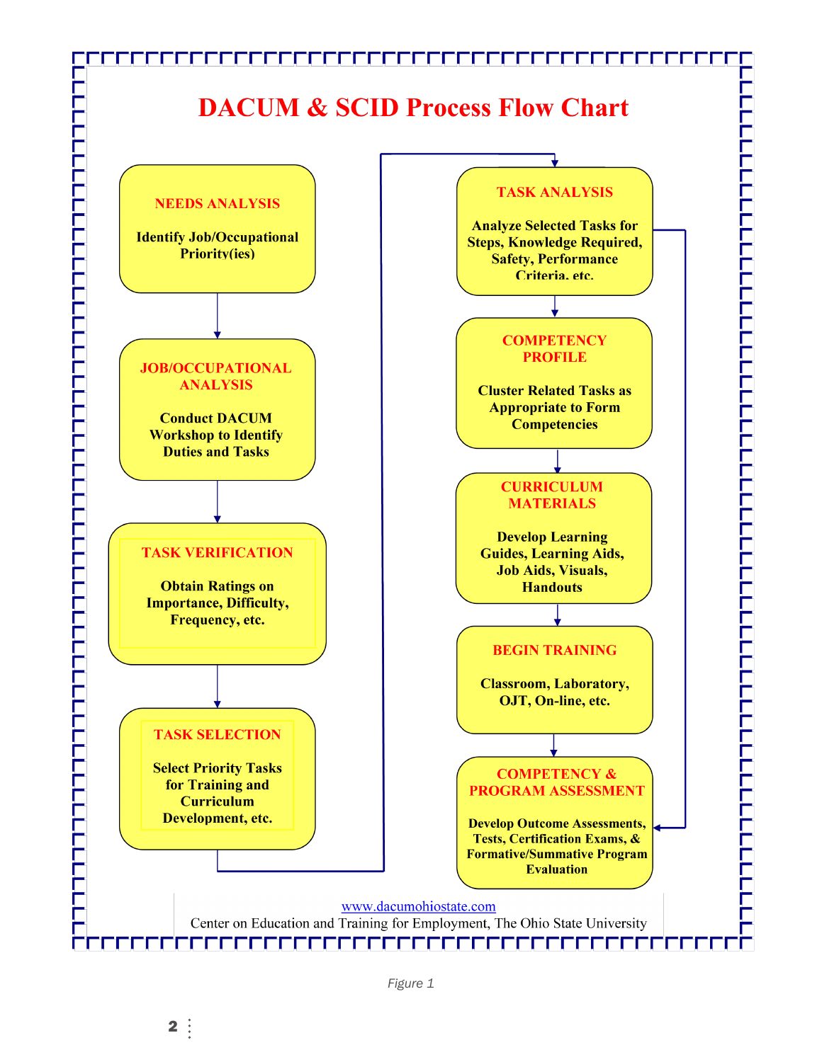# DACUM & SCID Process Flow Chart

**NEEDS ANALYSIS**

Identify Job/Occupational Priority(ies)

**JOB/OCCUPATIONAL ANALYSIS**

Conduct DACUM Workshop to Identify Duties and Tasks

**TASK VERIFICATION**

Obtain Ratings on Importance, Difficulty, Frequency, etc.

**TASK SELECTION**

Select Priority Tasks for Training and Curriculum Development, etc.

**TASK ANALYSIS**

Analyze Selected Tasks for Steps, Knowledge Required, Safety, Performance Criteria, etc.

**COMPETENCY PROFILE**

Cluster Related Tasks as Appropriate to Form Competencies

**CURRICULUM MATERIALS**

Develop Learning Guides, Learning Aids, Job Aids, Visuals, Handouts

**BEGIN TRAINING**

Classroom, Laboratory, OJT, On-line, etc.

**COMPETENCY & PROGRAM ASSESSMENT**

Develop Outcome Assessments, Tests, Certification Exams, & Formative/Summative Program Evaluation

www.dacumohiostate.com
Center on Education and Training for Employment, The Ohio State University

*Figure 1*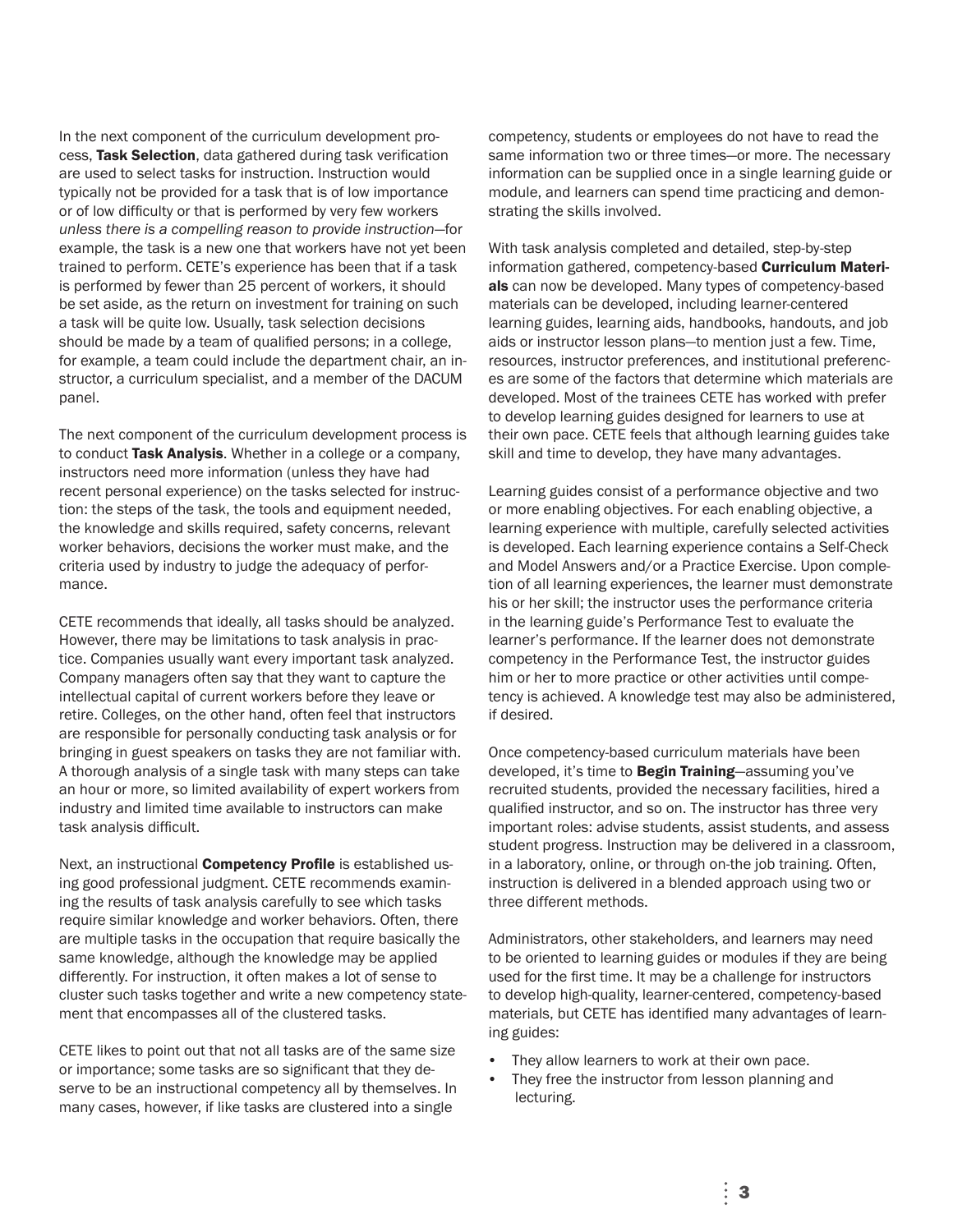In the next component of the curriculum development process, **Task Selection**, data gathered during task verification are used to select tasks for instruction. Instruction would typically not be provided for a task that is of low importance or of low difficulty or that is performed by very few workers *unless there is a compelling reason to provide instruction*—for example, the task is a new one that workers have not yet been trained to perform. CETE's experience has been that if a task is performed by fewer than 25 percent of workers, it should be set aside, as the return on investment for training on such a task will be quite low. Usually, task selection decisions should be made by a team of qualified persons; in a college, for example, a team could include the department chair, an instructor, a curriculum specialist, and a member of the DACUM panel.

The next component of the curriculum development process is to conduct **Task Analysis**. Whether in a college or a company, instructors need more information (unless they have had recent personal experience) on the tasks selected for instruction: the steps of the task, the tools and equipment needed, the knowledge and skills required, safety concerns, relevant worker behaviors, decisions the worker must make, and the criteria used by industry to judge the adequacy of performance.

CETE recommends that ideally, all tasks should be analyzed. However, there may be limitations to task analysis in practice. Companies usually want every important task analyzed. Company managers often say that they want to capture the intellectual capital of current workers before they leave or retire. Colleges, on the other hand, often feel that instructors are responsible for personally conducting task analysis or for bringing in guest speakers on tasks they are not familiar with. A thorough analysis of a single task with many steps can take an hour or more, so limited availability of expert workers from industry and limited time available to instructors can make task analysis difficult.

Next, an instructional **Competency Profile** is established using good professional judgment. CETE recommends examining the results of task analysis carefully to see which tasks require similar knowledge and worker behaviors. Often, there are multiple tasks in the occupation that require basically the same knowledge, although the knowledge may be applied differently. For instruction, it often makes a lot of sense to cluster such tasks together and write a new competency statement that encompasses all of the clustered tasks.

CETE likes to point out that not all tasks are of the same size or importance; some tasks are so significant that they deserve to be an instructional competency all by themselves. In many cases, however, if like tasks are clustered into a single competency, students or employees do not have to read the same information two or three times—or more. The necessary information can be supplied once in a single learning guide or module, and learners can spend time practicing and demonstrating the skills involved.

With task analysis completed and detailed, step-by-step information gathered, competency-based **Curriculum Materials** can now be developed. Many types of competency-based materials can be developed, including learner-centered learning guides, learning aids, handbooks, handouts, and job aids or instructor lesson plans—to mention just a few. Time, resources, instructor preferences, and institutional preferences are some of the factors that determine which materials are developed. Most of the trainees CETE has worked with prefer to develop learning guides designed for learners to use at their own pace. CETE feels that although learning guides take skill and time to develop, they have many advantages.

Learning guides consist of a performance objective and two or more enabling objectives. For each enabling objective, a learning experience with multiple, carefully selected activities is developed. Each learning experience contains a Self-Check and Model Answers and/or a Practice Exercise. Upon completion of all learning experiences, the learner must demonstrate his or her skill; the instructor uses the performance criteria in the learning guide's Performance Test to evaluate the learner's performance. If the learner does not demonstrate competency in the Performance Test, the instructor guides him or her to more practice or other activities until competency is achieved. A knowledge test may also be administered, if desired.

Once competency-based curriculum materials have been developed, it's time to **Begin Training**—assuming you've recruited students, provided the necessary facilities, hired a qualified instructor, and so on. The instructor has three very important roles: advise students, assist students, and assess student progress. Instruction may be delivered in a classroom, in a laboratory, online, or through on-the job training. Often, instruction is delivered in a blended approach using two or three different methods.

Administrators, other stakeholders, and learners may need to be oriented to learning guides or modules if they are being used for the first time. It may be a challenge for instructors to develop high-quality, learner-centered, competency-based materials, but CETE has identified many advantages of learning guides:

- They allow learners to work at their own pace.
- They free the instructor from lesson planning and lecturing.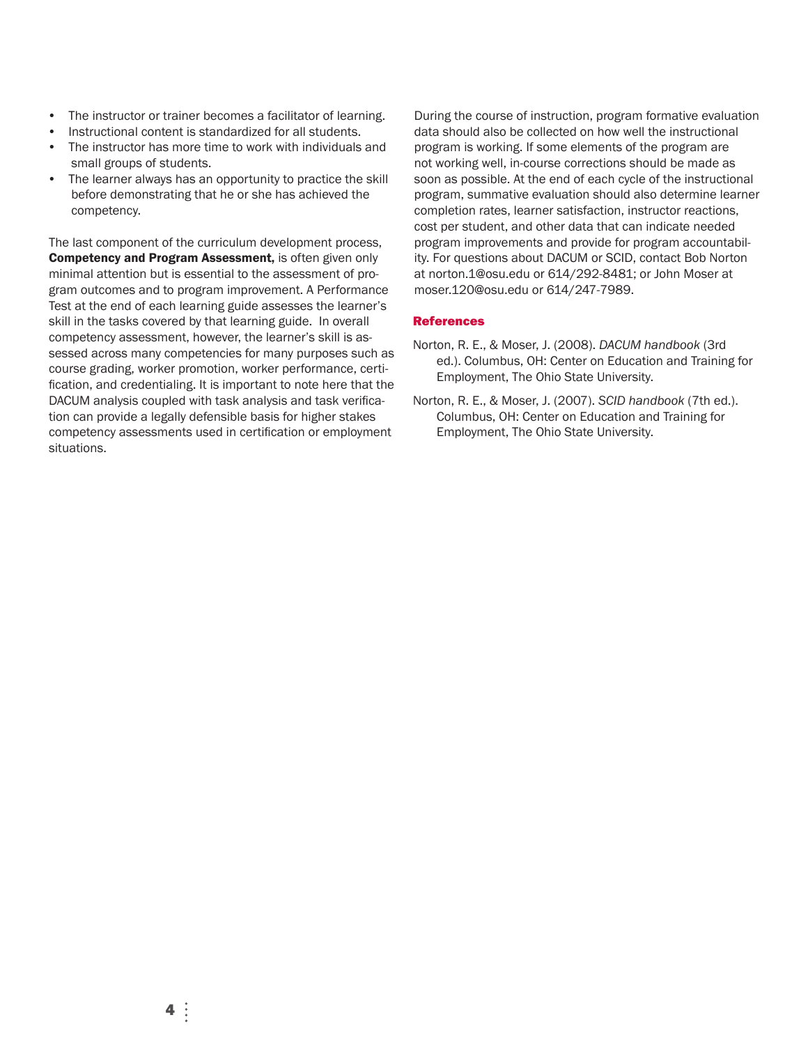- The instructor or trainer becomes a facilitator of learning.
- Instructional content is standardized for all students.
- The instructor has more time to work with individuals and small groups of students.
- The learner always has an opportunity to practice the skill before demonstrating that he or she has achieved the competency.

The last component of the curriculum development process, **Competency and Program Assessment,** is often given only minimal attention but is essential to the assessment of program outcomes and to program improvement. A Performance Test at the end of each learning guide assesses the learner's skill in the tasks covered by that learning guide. In overall competency assessment, however, the learner's skill is assessed across many competencies for many purposes such as course grading, worker promotion, worker performance, certification, and credentialing. It is important to note here that the DACUM analysis coupled with task analysis and task verification can provide a legally defensible basis for higher stakes competency assessments used in certification or employment situations.

During the course of instruction, program formative evaluation data should also be collected on how well the instructional program is working. If some elements of the program are not working well, in-course corrections should be made as soon as possible. At the end of each cycle of the instructional program, summative evaluation should also determine learner completion rates, learner satisfaction, instructor reactions, cost per student, and other data that can indicate needed program improvements and provide for program accountability. For questions about DACUM or SCID, contact Bob Norton at norton.1@osu.edu or 614/292-8481; or John Moser at moser.120@osu.edu or 614/247-7989.

## References

Norton, R. E., & Moser, J. (2008). *DACUM handbook* (3rd ed.). Columbus, OH: Center on Education and Training for Employment, The Ohio State University.

Norton, R. E., & Moser, J. (2007). *SCID handbook* (7th ed.). Columbus, OH: Center on Education and Training for Employment, The Ohio State University.